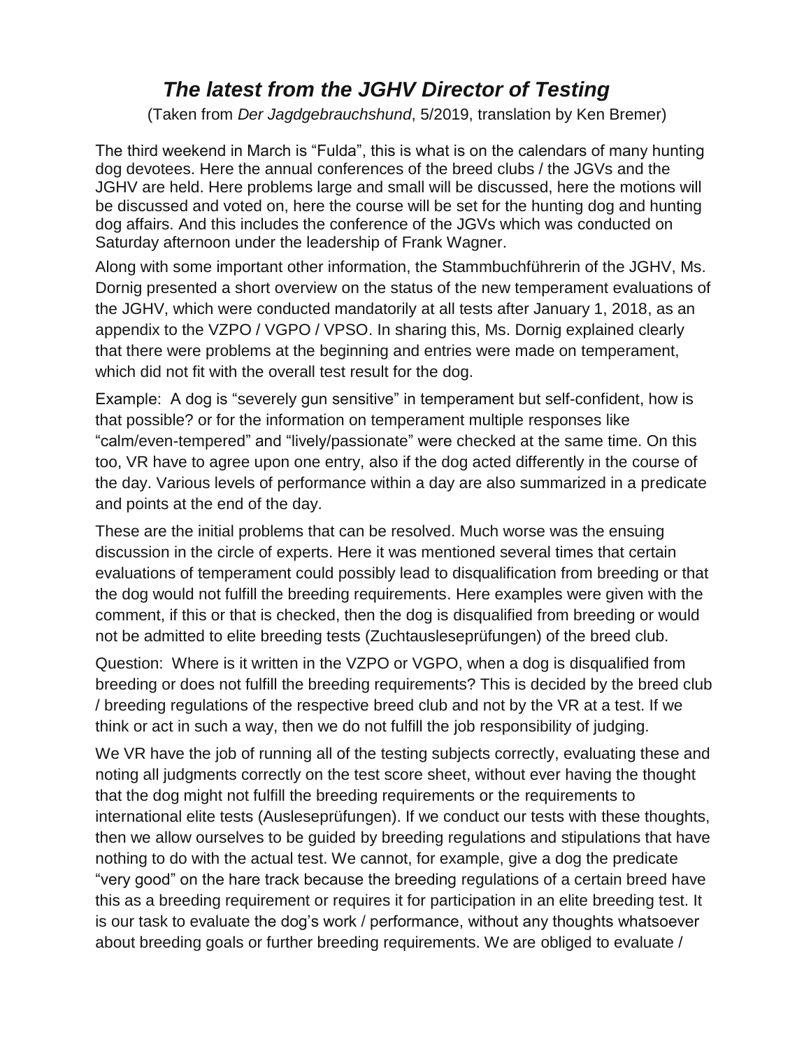# *The latest from the JGHV Director of Testing*

(Taken from *Der Jagdgebrauchshund*, 5/2019, translation by Ken Bremer)

The third weekend in March is "Fulda", this is what is on the calendars of many hunting dog devotees. Here the annual conferences of the breed clubs / the JGVs and the JGHV are held. Here problems large and small will be discussed, here the motions will be discussed and voted on, here the course will be set for the hunting dog and hunting dog affairs. And this includes the conference of the JGVs which was conducted on Saturday afternoon under the leadership of Frank Wagner.

Along with some important other information, the Stammbuchführerin of the JGHV, Ms. Dornig presented a short overview on the status of the new temperament evaluations of the JGHV, which were conducted mandatorily at all tests after January 1, 2018, as an appendix to the VZPO / VGPO / VPSO. In sharing this, Ms. Dornig explained clearly that there were problems at the beginning and entries were made on temperament, which did not fit with the overall test result for the dog.

Example: A dog is "severely gun sensitive" in temperament but self-confident, how is that possible? or for the information on temperament multiple responses like "calm/even-tempered" and "lively/passionate" were checked at the same time. On this too, VR have to agree upon one entry, also if the dog acted differently in the course of the day. Various levels of performance within a day are also summarized in a predicate and points at the end of the day.

These are the initial problems that can be resolved. Much worse was the ensuing discussion in the circle of experts. Here it was mentioned several times that certain evaluations of temperament could possibly lead to disqualification from breeding or that the dog would not fulfill the breeding requirements. Here examples were given with the comment, if this or that is checked, then the dog is disqualified from breeding or would not be admitted to elite breeding tests (Zuchtausleseprüfungen) of the breed club.

Question: Where is it written in the VZPO or VGPO, when a dog is disqualified from breeding or does not fulfill the breeding requirements? This is decided by the breed club / breeding regulations of the respective breed club and not by the VR at a test. If we think or act in such a way, then we do not fulfill the job responsibility of judging.

We VR have the job of running all of the testing subjects correctly, evaluating these and noting all judgments correctly on the test score sheet, without ever having the thought that the dog might not fulfill the breeding requirements or the requirements to international elite tests (Ausleseprüfungen). If we conduct our tests with these thoughts, then we allow ourselves to be guided by breeding regulations and stipulations that have nothing to do with the actual test. We cannot, for example, give a dog the predicate "very good" on the hare track because the breeding regulations of a certain breed have this as a breeding requirement or requires it for participation in an elite breeding test. It is our task to evaluate the dog's work / performance, without any thoughts whatsoever about breeding goals or further breeding requirements. We are obliged to evaluate /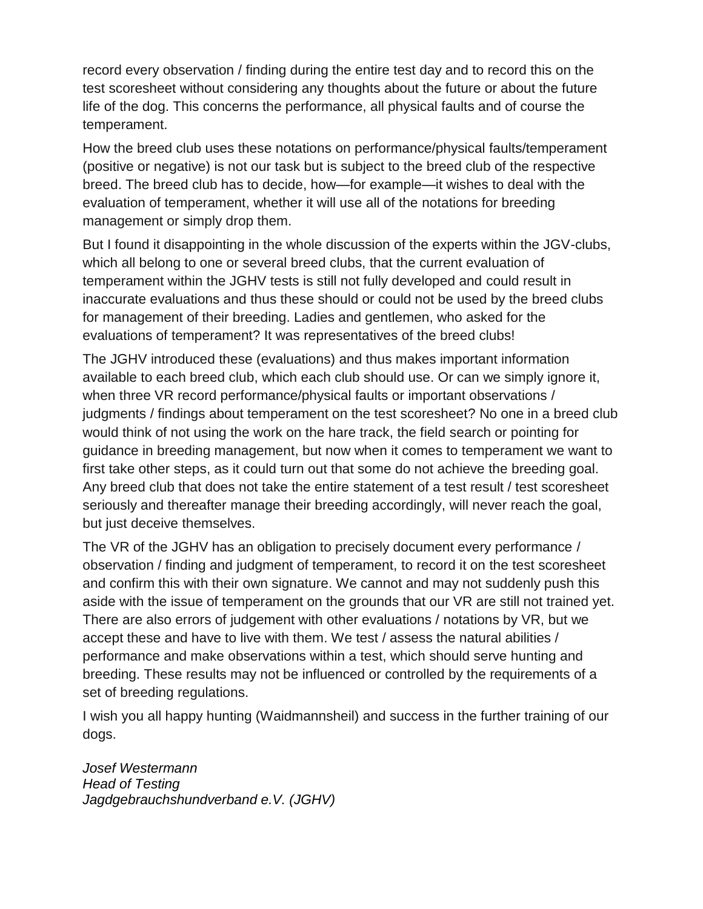record every observation / finding during the entire test day and to record this on the test scoresheet without considering any thoughts about the future or about the future life of the dog. This concerns the performance, all physical faults and of course the temperament.

How the breed club uses these notations on performance/physical faults/temperament (positive or negative) is not our task but is subject to the breed club of the respective breed. The breed club has to decide, how—for example—it wishes to deal with the evaluation of temperament, whether it will use all of the notations for breeding management or simply drop them.

But I found it disappointing in the whole discussion of the experts within the JGV-clubs, which all belong to one or several breed clubs, that the current evaluation of temperament within the JGHV tests is still not fully developed and could result in inaccurate evaluations and thus these should or could not be used by the breed clubs for management of their breeding. Ladies and gentlemen, who asked for the evaluations of temperament? It was representatives of the breed clubs!

The JGHV introduced these (evaluations) and thus makes important information available to each breed club, which each club should use. Or can we simply ignore it, when three VR record performance/physical faults or important observations / judgments / findings about temperament on the test scoresheet? No one in a breed club would think of not using the work on the hare track, the field search or pointing for guidance in breeding management, but now when it comes to temperament we want to first take other steps, as it could turn out that some do not achieve the breeding goal. Any breed club that does not take the entire statement of a test result / test scoresheet seriously and thereafter manage their breeding accordingly, will never reach the goal, but just deceive themselves.

The VR of the JGHV has an obligation to precisely document every performance / observation / finding and judgment of temperament, to record it on the test scoresheet and confirm this with their own signature. We cannot and may not suddenly push this aside with the issue of temperament on the grounds that our VR are still not trained yet. There are also errors of judgement with other evaluations / notations by VR, but we accept these and have to live with them. We test / assess the natural abilities / performance and make observations within a test, which should serve hunting and breeding. These results may not be influenced or controlled by the requirements of a set of breeding regulations.

I wish you all happy hunting (Waidmannsheil) and success in the further training of our dogs.

*Josef Westermann*
*Head of Testing*
*Jagdgebrauchshundverband e.V. (JGHV)*